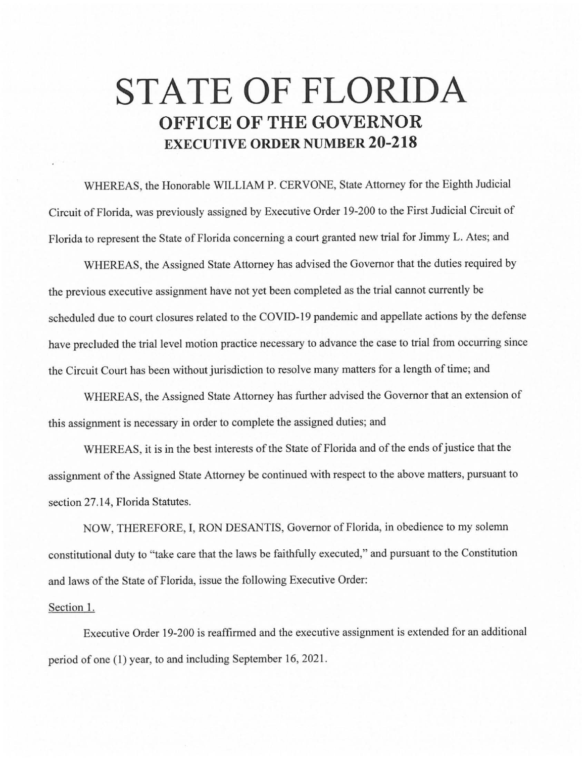# STATE OF FLORIDA
## OFFICE OF THE GOVERNOR
### EXECUTIVE ORDER NUMBER 20-218

WHEREAS, the Honorable WILLIAM P. CERVONE, State Attorney for the Eighth Judicial Circuit of Florida, was previously assigned by Executive Order 19-200 to the First Judicial Circuit of Florida to represent the State of Florida concerning a court granted new trial for Jimmy L. Ates; and

WHEREAS, the Assigned State Attorney has advised the Governor that the duties required by the previous executive assignment have not yet been completed as the trial cannot currently be scheduled due to court closures related to the COVID-19 pandemic and appellate actions by the defense have precluded the trial level motion practice necessary to advance the case to trial from occurring since the Circuit Court has been without jurisdiction to resolve many matters for a length of time; and

WHEREAS, the Assigned State Attorney has further advised the Governor that an extension of this assignment is necessary in order to complete the assigned duties; and

WHEREAS, it is in the best interests of the State of Florida and of the ends of justice that the assignment of the Assigned State Attorney be continued with respect to the above matters, pursuant to section 27.14, Florida Statutes.

NOW, THEREFORE, I, RON DESANTIS, Governor of Florida, in obedience to my solemn constitutional duty to "take care that the laws be faithfully executed," and pursuant to the Constitution and laws of the State of Florida, issue the following Executive Order:

Section 1.

Executive Order 19-200 is reaffirmed and the executive assignment is extended for an additional period of one (1) year, to and including September 16, 2021.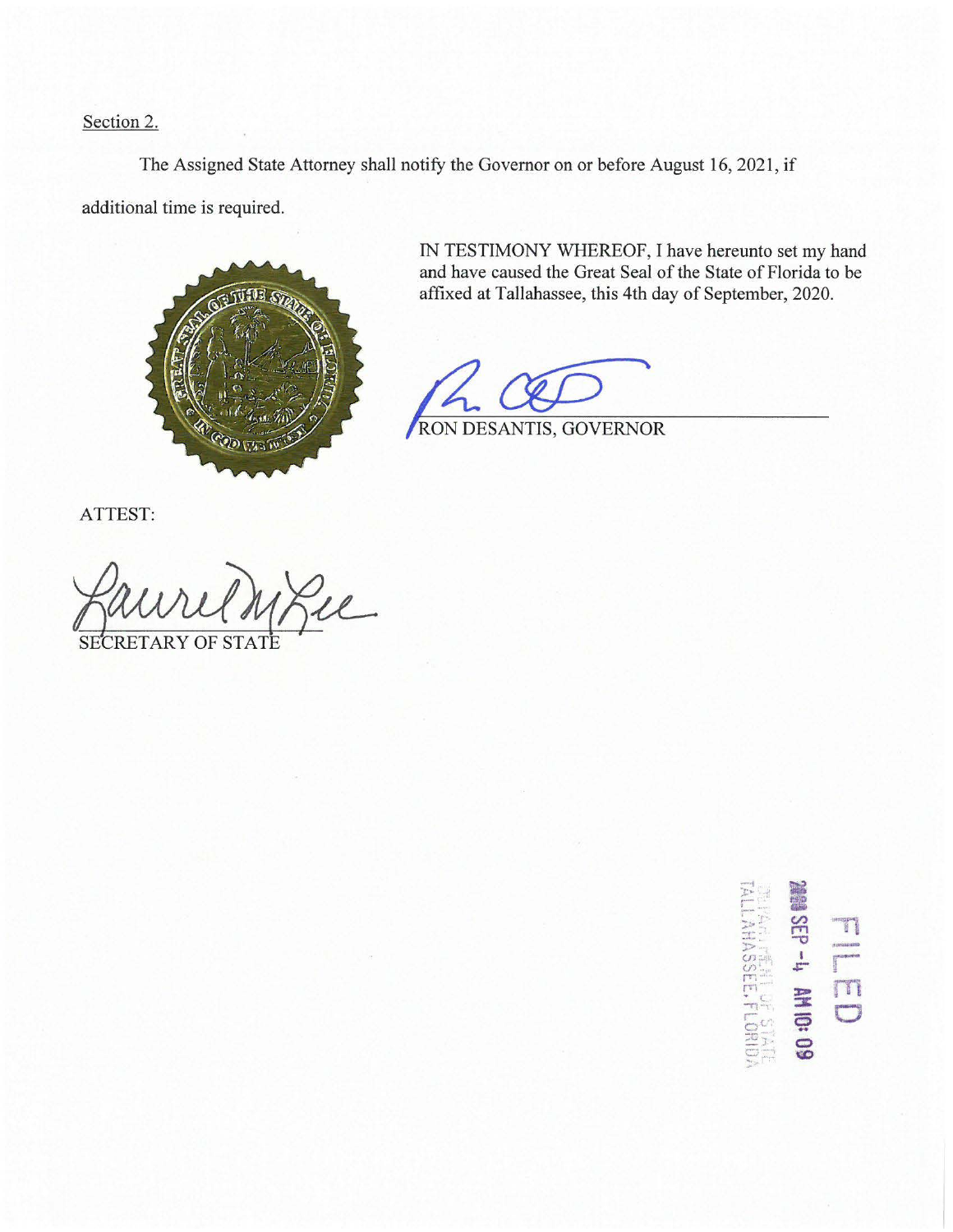Section 2.

The Assigned State Attorney shall notify the Governor on or before August 16, 2021, if additional time is required.

IN TESTIMONY WHEREOF, I have hereunto set my hand and have caused the Great Seal of the State of Florida to be affixed at Tallahassee, this 4th day of September, 2020.

RON DESANTIS, GOVERNOR

ATTEST:

SECRETARY OF STATE

FILED

2020 SEP -4 AM 10: 09

DEPARTMENT OF STATE
TALLAHASSEE, FLORIDA